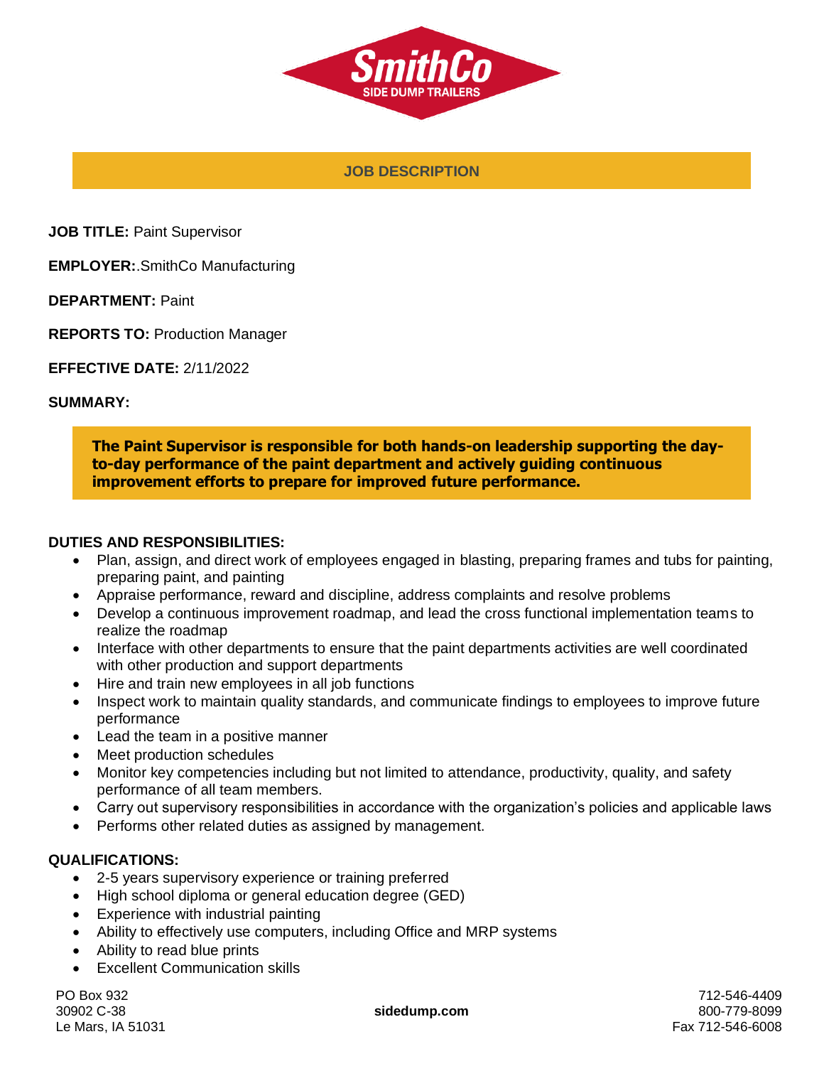SmithCo
SIDE DUMP TRAILERS

## JOB DESCRIPTION

**JOB TITLE:** Paint Supervisor

**EMPLOYER:**.SmithCo Manufacturing

**DEPARTMENT:** Paint

**REPORTS TO:** Production Manager

**EFFECTIVE DATE:** 2/11/2022

**SUMMARY:**

**The Paint Supervisor is responsible for both hands-on leadership supporting the day-to-day performance of the paint department and actively guiding continuous improvement efforts to prepare for improved future performance.**

**DUTIES AND RESPONSIBILITIES:**

- Plan, assign, and direct work of employees engaged in blasting, preparing frames and tubs for painting, preparing paint, and painting
- Appraise performance, reward and discipline, address complaints and resolve problems
- Develop a continuous improvement roadmap, and lead the cross functional implementation teams to realize the roadmap
- Interface with other departments to ensure that the paint departments activities are well coordinated with other production and support departments
- Hire and train new employees in all job functions
- Inspect work to maintain quality standards, and communicate findings to employees to improve future performance
- Lead the team in a positive manner
- Meet production schedules
- Monitor key competencies including but not limited to attendance, productivity, quality, and safety performance of all team members.
- Carry out supervisory responsibilities in accordance with the organization's policies and applicable laws
- Performs other related duties as assigned by management.

**QUALIFICATIONS:**

- 2-5 years supervisory experience or training preferred
- High school diploma or general education degree (GED)
- Experience with industrial painting
- Ability to effectively use computers, including Office and MRP systems
- Ability to read blue prints
- Excellent Communication skills

PO Box 932
30902 C-38
Le Mars, IA 51031

**sidedump.com**

712-546-4409
800-779-8099
Fax 712-546-6008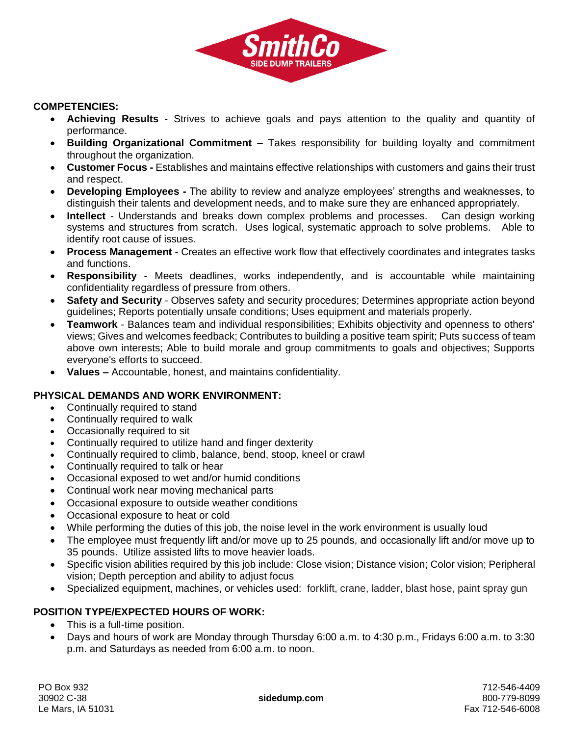## COMPETENCIES:

- **Achieving Results** - Strives to achieve goals and pays attention to the quality and quantity of performance.
- **Building Organizational Commitment –** Takes responsibility for building loyalty and commitment throughout the organization.
- **Customer Focus -** Establishes and maintains effective relationships with customers and gains their trust and respect.
- **Developing Employees -** The ability to review and analyze employees' strengths and weaknesses, to distinguish their talents and development needs, and to make sure they are enhanced appropriately.
- **Intellect** - Understands and breaks down complex problems and processes. Can design working systems and structures from scratch. Uses logical, systematic approach to solve problems. Able to identify root cause of issues.
- **Process Management -** Creates an effective work flow that effectively coordinates and integrates tasks and functions.
- **Responsibility -** Meets deadlines, works independently, and is accountable while maintaining confidentiality regardless of pressure from others.
- **Safety and Security** - Observes safety and security procedures; Determines appropriate action beyond guidelines; Reports potentially unsafe conditions; Uses equipment and materials properly.
- **Teamwork** - Balances team and individual responsibilities; Exhibits objectivity and openness to others' views; Gives and welcomes feedback; Contributes to building a positive team spirit; Puts success of team above own interests; Able to build morale and group commitments to goals and objectives; Supports everyone's efforts to succeed.
- **Values –** Accountable, honest, and maintains confidentiality.

## PHYSICAL DEMANDS AND WORK ENVIRONMENT:

- Continually required to stand
- Continually required to walk
- Occasionally required to sit
- Continually required to utilize hand and finger dexterity
- Continually required to climb, balance, bend, stoop, kneel or crawl
- Continually required to talk or hear
- Occasional exposed to wet and/or humid conditions
- Continual work near moving mechanical parts
- Occasional exposure to outside weather conditions
- Occasional exposure to heat or cold
- While performing the duties of this job, the noise level in the work environment is usually loud
- The employee must frequently lift and/or move up to 25 pounds, and occasionally lift and/or move up to 35 pounds. Utilize assisted lifts to move heavier loads.
- Specific vision abilities required by this job include: Close vision; Distance vision; Color vision; Peripheral vision; Depth perception and ability to adjust focus
- Specialized equipment, machines, or vehicles used: forklift, crane, ladder, blast hose, paint spray gun

## POSITION TYPE/EXPECTED HOURS OF WORK:

- This is a full-time position.
- Days and hours of work are Monday through Thursday 6:00 a.m. to 4:30 p.m., Fridays 6:00 a.m. to 3:30 p.m. and Saturdays as needed from 6:00 a.m. to noon.